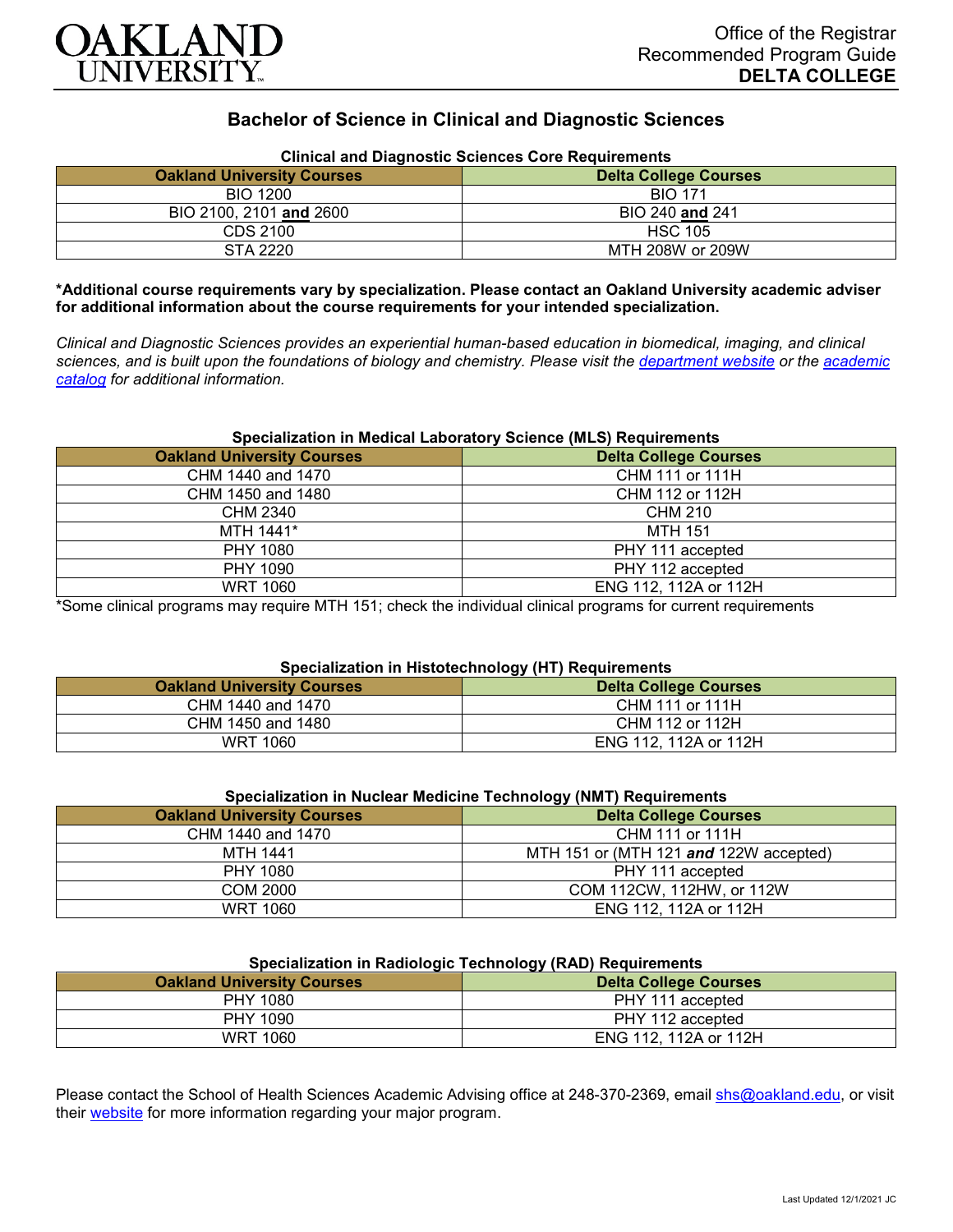# OAKLAND UNIVERSITY

Office of the Registrar
Recommended Program Guide
**DELTA COLLEGE**

## Bachelor of Science in Clinical and Diagnostic Sciences

### Clinical and Diagnostic Sciences Core Requirements

| Oakland University Courses | Delta College Courses |
|---|---|
| BIO 1200 | BIO 171 |
| BIO 2100, 2101 **and** 2600 | BIO 240 **and** 241 |
| CDS 2100 | HSC 105 |
| STA 2220 | MTH 208W or 209W |

**\*Additional course requirements vary by specialization. Please contact an Oakland University academic adviser for additional information about the course requirements for your intended specialization.**

*Clinical and Diagnostic Sciences provides an experiential human-based education in biomedical, imaging, and clinical sciences, and is built upon the foundations of biology and chemistry. Please visit the [department website]() or the [academic catalog]() for additional information.*

### Specialization in Medical Laboratory Science (MLS) Requirements

| Oakland University Courses | Delta College Courses |
|---|---|
| CHM 1440 and 1470 | CHM 111 or 111H |
| CHM 1450 and 1480 | CHM 112 or 112H |
| CHM 2340 | CHM 210 |
| MTH 1441* | MTH 151 |
| PHY 1080 | PHY 111 accepted |
| PHY 1090 | PHY 112 accepted |
| WRT 1060 | ENG 112, 112A or 112H |

*Some clinical programs may require MTH 151; check the individual clinical programs for current requirements

### Specialization in Histotechnology (HT) Requirements

| Oakland University Courses | Delta College Courses |
|---|---|
| CHM 1440 and 1470 | CHM 111 or 111H |
| CHM 1450 and 1480 | CHM 112 or 112H |
| WRT 1060 | ENG 112, 112A or 112H |

### Specialization in Nuclear Medicine Technology (NMT) Requirements

| Oakland University Courses | Delta College Courses |
|---|---|
| CHM 1440 and 1470 | CHM 111 or 111H |
| MTH 1441 | MTH 151 or (MTH 121 ***and*** 122W accepted) |
| PHY 1080 | PHY 111 accepted |
| COM 2000 | COM 112CW, 112HW, or 112W |
| WRT 1060 | ENG 112, 112A or 112H |

### Specialization in Radiologic Technology (RAD) Requirements

| Oakland University Courses | Delta College Courses |
|---|---|
| PHY 1080 | PHY 111 accepted |
| PHY 1090 | PHY 112 accepted |
| WRT 1060 | ENG 112, 112A or 112H |

Please contact the School of Health Sciences Academic Advising office at 248-370-2369, email [shs@oakland.edu](mailto:shs@oakland.edu), or visit their [website]() for more information regarding your major program.

Last Updated 12/1/2021 JC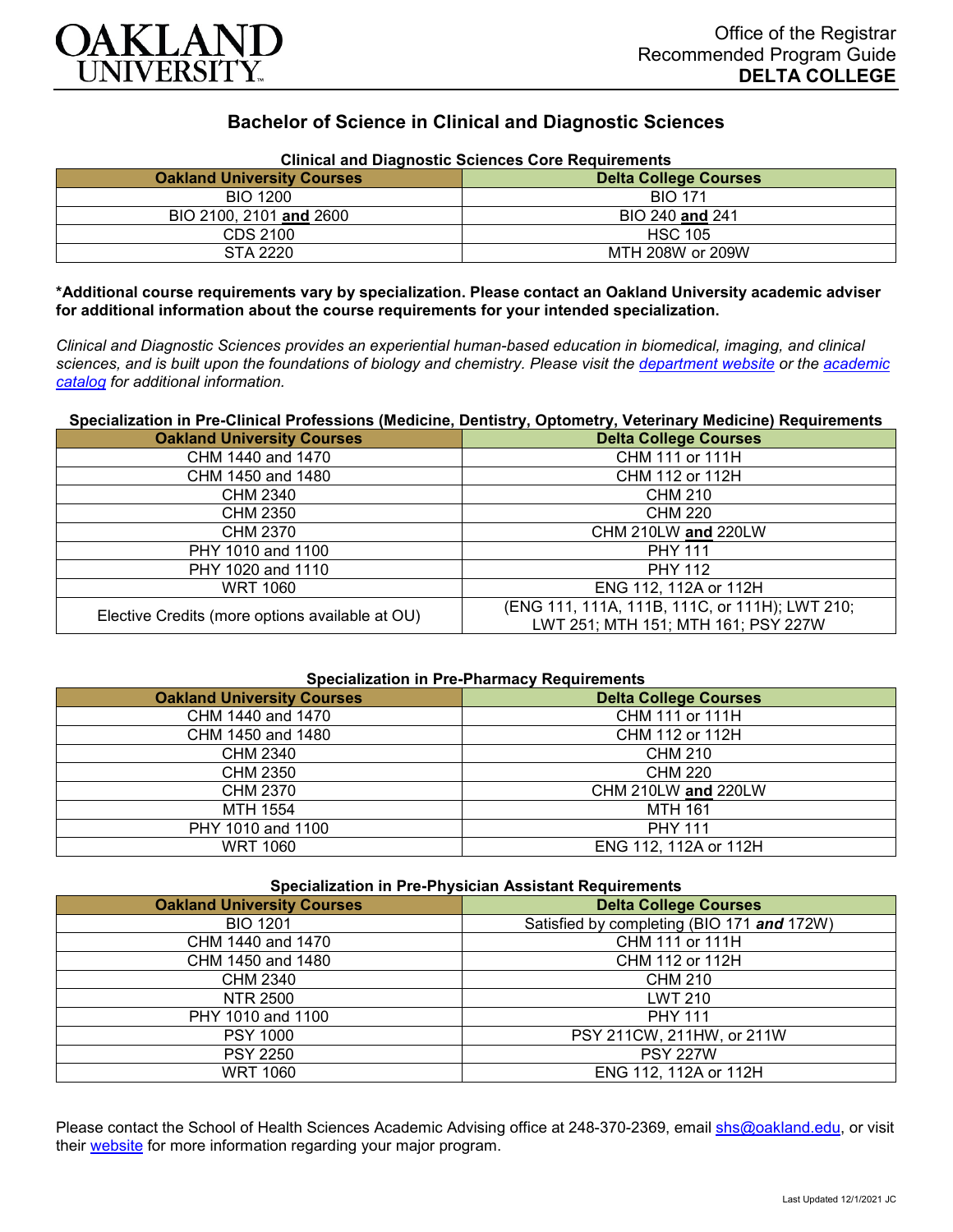# Bachelor of Science in Clinical and Diagnostic Sciences

Office of the Registrar
Recommended Program Guide
**DELTA COLLEGE**

**Clinical and Diagnostic Sciences Core Requirements**

| Oakland University Courses | Delta College Courses |
|---|---|
| BIO 1200 | BIO 171 |
| BIO 2100, 2101 **and** 2600 | BIO 240 **and** 241 |
| CDS 2100 | HSC 105 |
| STA 2220 | MTH 208W or 209W |

**\*Additional course requirements vary by specialization. Please contact an Oakland University academic adviser for additional information about the course requirements for your intended specialization.**

*Clinical and Diagnostic Sciences provides an experiential human-based education in biomedical, imaging, and clinical sciences, and is built upon the foundations of biology and chemistry. Please visit the department website or the academic catalog for additional information.*

**Specialization in Pre-Clinical Professions (Medicine, Dentistry, Optometry, Veterinary Medicine) Requirements**

| Oakland University Courses | Delta College Courses |
|---|---|
| CHM 1440 and 1470 | CHM 111 or 111H |
| CHM 1450 and 1480 | CHM 112 or 112H |
| CHM 2340 | CHM 210 |
| CHM 2350 | CHM 220 |
| CHM 2370 | CHM 210LW **and** 220LW |
| PHY 1010 and 1100 | PHY 111 |
| PHY 1020 and 1110 | PHY 112 |
| WRT 1060 | ENG 112, 112A or 112H |
| Elective Credits (more options available at OU) | (ENG 111, 111A, 111B, 111C, or 111H); LWT 210; LWT 251; MTH 151; MTH 161; PSY 227W |

**Specialization in Pre-Pharmacy Requirements**

| Oakland University Courses | Delta College Courses |
|---|---|
| CHM 1440 and 1470 | CHM 111 or 111H |
| CHM 1450 and 1480 | CHM 112 or 112H |
| CHM 2340 | CHM 210 |
| CHM 2350 | CHM 220 |
| CHM 2370 | CHM 210LW **and** 220LW |
| MTH 1554 | MTH 161 |
| PHY 1010 and 1100 | PHY 111 |
| WRT 1060 | ENG 112, 112A or 112H |

**Specialization in Pre-Physician Assistant Requirements**

| Oakland University Courses | Delta College Courses |
|---|---|
| BIO 1201 | Satisfied by completing (BIO 171 ***and*** 172W) |
| CHM 1440 and 1470 | CHM 111 or 111H |
| CHM 1450 and 1480 | CHM 112 or 112H |
| CHM 2340 | CHM 210 |
| NTR 2500 | LWT 210 |
| PHY 1010 and 1100 | PHY 111 |
| PSY 1000 | PSY 211CW, 211HW, or 211W |
| PSY 2250 | PSY 227W |
| WRT 1060 | ENG 112, 112A or 112H |

Please contact the School of Health Sciences Academic Advising office at 248-370-2369, email shs@oakland.edu, or visit their website for more information regarding your major program.

Last Updated 12/1/2021 JC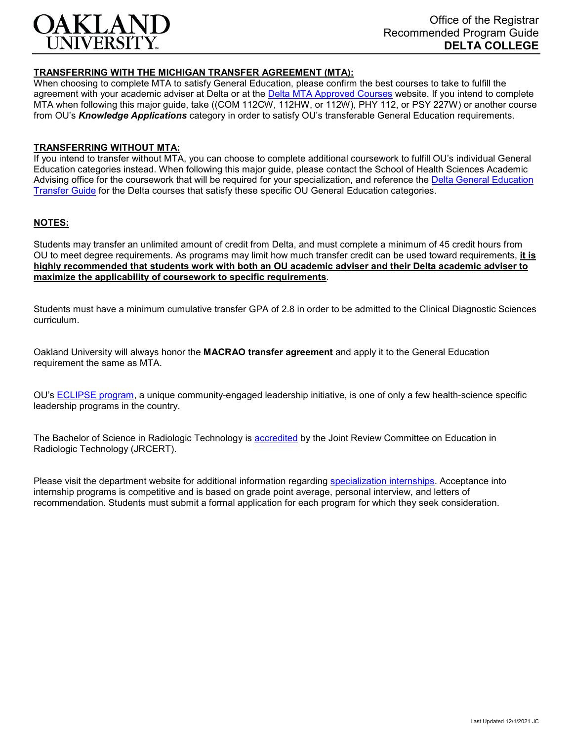**TRANSFERRING WITH THE MICHIGAN TRANSFER AGREEMENT (MTA):**

When choosing to complete MTA to satisfy General Education, please confirm the best courses to take to fulfill the agreement with your academic adviser at Delta or at the Delta MTA Approved Courses website. If you intend to complete MTA when following this major guide, take ((COM 112CW, 112HW, or 112W), PHY 112, or PSY 227W) or another course from OU's ***Knowledge Applications*** category in order to satisfy OU's transferable General Education requirements.

**TRANSFERRING WITHOUT MTA:**

If you intend to transfer without MTA, you can choose to complete additional coursework to fulfill OU's individual General Education categories instead. When following this major guide, please contact the School of Health Sciences Academic Advising office for the coursework that will be required for your specialization, and reference the Delta General Education Transfer Guide for the Delta courses that satisfy these specific OU General Education categories.

**NOTES:**

Students may transfer an unlimited amount of credit from Delta, and must complete a minimum of 45 credit hours from OU to meet degree requirements. As programs may limit how much transfer credit can be used toward requirements, **it is highly recommended that students work with both an OU academic adviser and their Delta academic adviser to maximize the applicability of coursework to specific requirements**.

Students must have a minimum cumulative transfer GPA of 2.8 in order to be admitted to the Clinical Diagnostic Sciences curriculum.

Oakland University will always honor the **MACRAO transfer agreement** and apply it to the General Education requirement the same as MTA.

OU's ECLIPSE program, a unique community-engaged leadership initiative, is one of only a few health-science specific leadership programs in the country.

The Bachelor of Science in Radiologic Technology is accredited by the Joint Review Committee on Education in Radiologic Technology (JRCERT).

Please visit the department website for additional information regarding specialization internships. Acceptance into internship programs is competitive and is based on grade point average, personal interview, and letters of recommendation. Students must submit a formal application for each program for which they seek consideration.